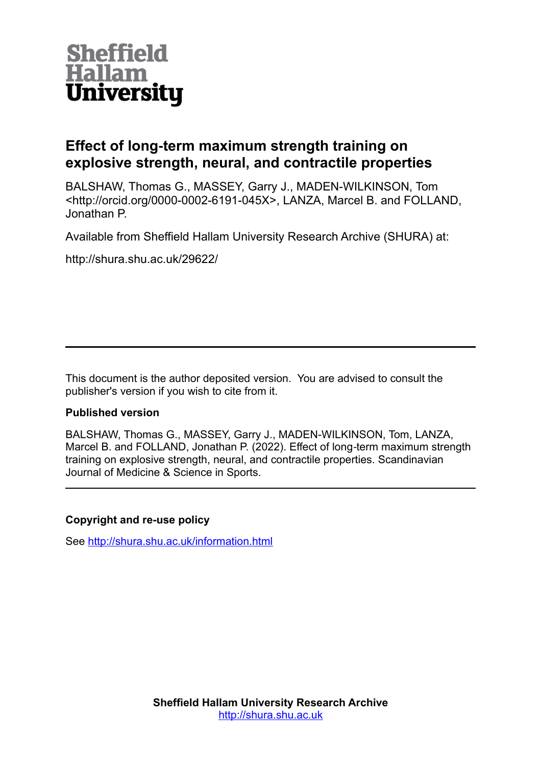**Sheffield Hallam University**

# Effect of long-term maximum strength training on explosive strength, neural, and contractile properties

BALSHAW, Thomas G., MASSEY, Garry J., MADEN-WILKINSON, Tom <http://orcid.org/0000-0002-6191-045X>, LANZA, Marcel B. and FOLLAND, Jonathan P.

Available from Sheffield Hallam University Research Archive (SHURA) at:

http://shura.shu.ac.uk/29622/

---

This document is the author deposited version. You are advised to consult the publisher's version if you wish to cite from it.

### Published version

BALSHAW, Thomas G., MASSEY, Garry J., MADEN-WILKINSON, Tom, LANZA, Marcel B. and FOLLAND, Jonathan P. (2022). Effect of long-term maximum strength training on explosive strength, neural, and contractile properties. Scandinavian Journal of Medicine & Science in Sports.

---

### Copyright and re-use policy

See http://shura.shu.ac.uk/information.html

**Sheffield Hallam University Research Archive**
http://shura.shu.ac.uk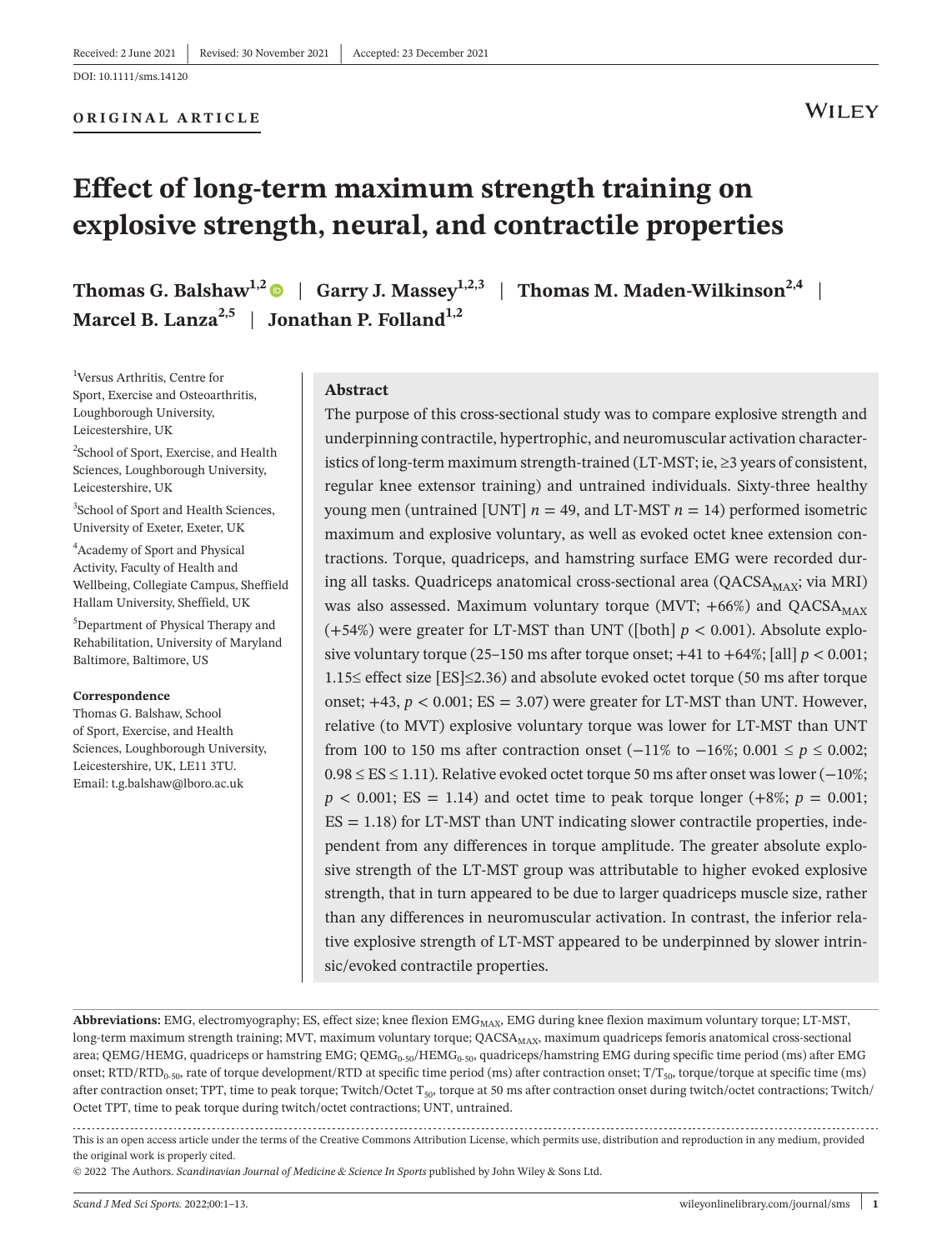Received: 2 June 2021 | Revised: 30 November 2021 | Accepted: 23 December 2021

DOI: 10.1111/sms.14120

**ORIGINAL ARTICLE**

# Effect of long-term maximum strength training on explosive strength, neural, and contractile properties

**Thomas G. Balshaw**[1,2] | **Garry J. Massey**[1,2,3] | **Thomas M. Maden-Wilkinson**[2,4] | **Marcel B. Lanza**[2,5] | **Jonathan P. Folland**[1,2]

[1]Versus Arthritis, Centre for Sport, Exercise and Osteoarthritis, Loughborough University, Leicestershire, UK

[2]School of Sport, Exercise, and Health Sciences, Loughborough University, Leicestershire, UK

[3]School of Sport and Health Sciences, University of Exeter, Exeter, UK

[4]Academy of Sport and Physical Activity, Faculty of Health and Wellbeing, Collegiate Campus, Sheffield Hallam University, Sheffield, UK

[5]Department of Physical Therapy and Rehabilitation, University of Maryland Baltimore, Baltimore, US

**Correspondence**

Thomas G. Balshaw, School of Sport, Exercise, and Health Sciences, Loughborough University, Leicestershire, UK, LE11 3TU.
Email: t.g.balshaw@lboro.ac.uk

## Abstract

The purpose of this cross-sectional study was to compare explosive strength and underpinning contractile, hypertrophic, and neuromuscular activation characteristics of long-term maximum strength-trained (LT-MST; ie, ≥3 years of consistent, regular knee extensor training) and untrained individuals. Sixty-three healthy young men (untrained [UNT] $n = 49$, and LT-MST $n = 14$) performed isometric maximum and explosive voluntary, as well as evoked octet knee extension contractions. Torque, quadriceps, and hamstring surface EMG were recorded during all tasks. Quadriceps anatomical cross-sectional area ($QACSA_{MAX}$; via MRI) was also assessed. Maximum voluntary torque (MVT; +66%) and $QACSA_{MAX}$ (+54%) were greater for LT-MST than UNT ([both] $p < 0.001$). Absolute explosive voluntary torque (25–150 ms after torque onset; +41 to +64%; [all] $p < 0.001$; 1.15≤ effect size [ES]≤2.36) and absolute evoked octet torque (50 ms after torque onset; +43, $p < 0.001$; ES = 3.07) were greater for LT-MST than UNT. However, relative (to MVT) explosive voluntary torque was lower for LT-MST than UNT from 100 to 150 ms after contraction onset (−11% to −16%; $0.001 \le p \le 0.002$; $0.98 \le \text{ES} \le 1.11$). Relative evoked octet torque 50 ms after onset was lower (−10%; $p < 0.001$; ES = 1.14) and octet time to peak torque longer (+8%; $p = 0.001$; ES = 1.18) for LT-MST than UNT indicating slower contractile properties, independent from any differences in torque amplitude. The greater absolute explosive strength of the LT-MST group was attributable to higher evoked explosive strength, that in turn appeared to be due to larger quadriceps muscle size, rather than any differences in neuromuscular activation. In contrast, the inferior relative explosive strength of LT-MST appeared to be underpinned by slower intrinsic/evoked contractile properties.

**Abbreviations:** EMG, electromyography; ES, effect size; knee flexion $EMG_{MAX}$, EMG during knee flexion maximum voluntary torque; LT-MST, long-term maximum strength training; MVT, maximum voluntary torque; $QACSA_{MAX}$, maximum quadriceps femoris anatomical cross-sectional area; QEMG/HEMG, quadriceps or hamstring EMG; $QEMG_{0-50}/HEMG_{0-50}$, quadriceps/hamstring EMG during specific time period (ms) after EMG onset; $RTD/RTD_{0-50}$, rate of torque development/RTD at specific time period (ms) after contraction onset; $T/T_{50}$, torque/torque at specific time (ms) after contraction onset; TPT, time to peak torque; Twitch/Octet $T_{50}$, torque at 50 ms after contraction onset during twitch/octet contractions; Twitch/Octet TPT, time to peak torque during twitch/octet contractions; UNT, untrained.

This is an open access article under the terms of the Creative Commons Attribution License, which permits use, distribution and reproduction in any medium, provided the original work is properly cited.

© 2022 The Authors. *Scandinavian Journal of Medicine & Science In Sports* published by John Wiley & Sons Ltd.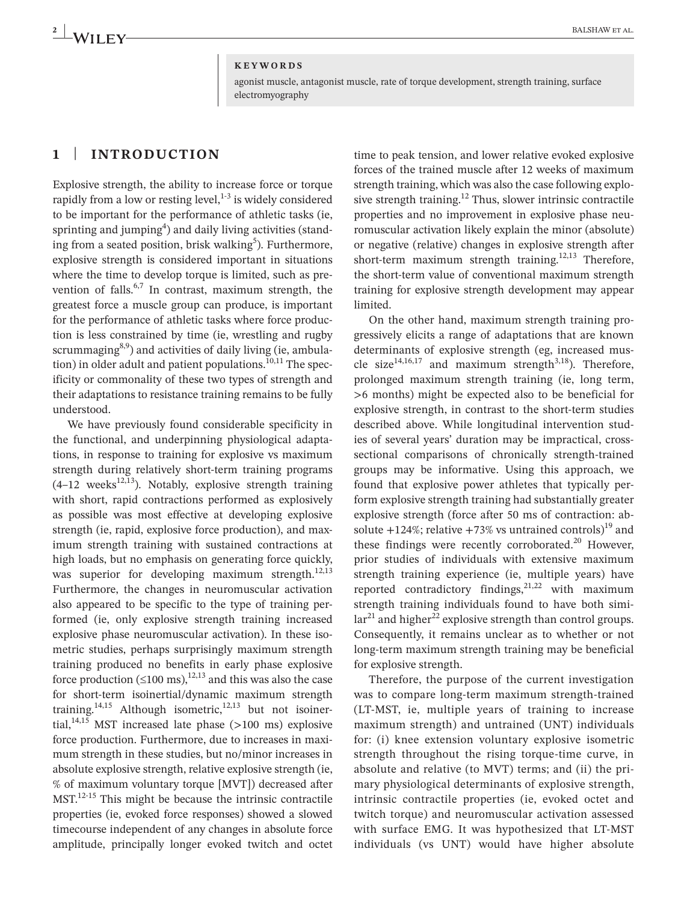**KEYWORDS**

agonist muscle, antagonist muscle, rate of torque development, strength training, surface electromyography

## 1 | INTRODUCTION

Explosive strength, the ability to increase force or torque rapidly from a low or resting level,[1-3] is widely considered to be important for the performance of athletic tasks (ie, sprinting and jumping[4]) and daily living activities (standing from a seated position, brisk walking[5]). Furthermore, explosive strength is considered important in situations where the time to develop torque is limited, such as prevention of falls.[6,7] In contrast, maximum strength, the greatest force a muscle group can produce, is important for the performance of athletic tasks where force production is less constrained by time (ie, wrestling and rugby scrummaging[8,9]) and activities of daily living (ie, ambulation) in older adult and patient populations.[10,11] The specificity or commonality of these two types of strength and their adaptations to resistance training remains to be fully understood.

We have previously found considerable specificity in the functional, and underpinning physiological adaptations, in response to training for explosive vs maximum strength during relatively short-term training programs (4–12 weeks[12,13]). Notably, explosive strength training with short, rapid contractions performed as explosively as possible was most effective at developing explosive strength (ie, rapid, explosive force production), and maximum strength training with sustained contractions at high loads, but no emphasis on generating force quickly, was superior for developing maximum strength.[12,13] Furthermore, the changes in neuromuscular activation also appeared to be specific to the type of training performed (ie, only explosive strength training increased explosive phase neuromuscular activation). In these isometric studies, perhaps surprisingly maximum strength training produced no benefits in early phase explosive force production (≤100 ms),[12,13] and this was also the case for short-term isoinertial/dynamic maximum strength training.[14,15] Although isometric,[12,13] but not isoinertial,[14,15] MST increased late phase (>100 ms) explosive force production. Furthermore, due to increases in maximum strength in these studies, but no/minor increases in absolute explosive strength, relative explosive strength (ie, % of maximum voluntary torque [MVT]) decreased after MST.[12-15] This might be because the intrinsic contractile properties (ie, evoked force responses) showed a slowed timecourse independent of any changes in absolute force amplitude, principally longer evoked twitch and octet time to peak tension, and lower relative evoked explosive forces of the trained muscle after 12 weeks of maximum strength training, which was also the case following explosive strength training.[12] Thus, slower intrinsic contractile properties and no improvement in explosive phase neuromuscular activation likely explain the minor (absolute) or negative (relative) changes in explosive strength after short-term maximum strength training.[12,13] Therefore, the short-term value of conventional maximum strength training for explosive strength development may appear limited.

On the other hand, maximum strength training progressively elicits a range of adaptations that are known determinants of explosive strength (eg, increased muscle size[14,16,17] and maximum strength[3,18]). Therefore, prolonged maximum strength training (ie, long term, >6 months) might be expected also to be beneficial for explosive strength, in contrast to the short-term studies described above. While longitudinal intervention studies of several years' duration may be impractical, cross-sectional comparisons of chronically strength-trained groups may be informative. Using this approach, we found that explosive power athletes that typically perform explosive strength training had substantially greater explosive strength (force after 50 ms of contraction: absolute +124%; relative +73% vs untrained controls)[19] and these findings were recently corroborated.[20] However, prior studies of individuals with extensive maximum strength training experience (ie, multiple years) have reported contradictory findings,[21,22] with maximum strength training individuals found to have both similar[21] and higher[22] explosive strength than control groups. Consequently, it remains unclear as to whether or not long-term maximum strength training may be beneficial for explosive strength.

Therefore, the purpose of the current investigation was to compare long-term maximum strength-trained (LT-MST, ie, multiple years of training to increase maximum strength) and untrained (UNT) individuals for: (i) knee extension voluntary explosive isometric strength throughout the rising torque-time curve, in absolute and relative (to MVT) terms; and (ii) the primary physiological determinants of explosive strength, intrinsic contractile properties (ie, evoked octet and twitch torque) and neuromuscular activation assessed with surface EMG. It was hypothesized that LT-MST individuals (vs UNT) would have higher absolute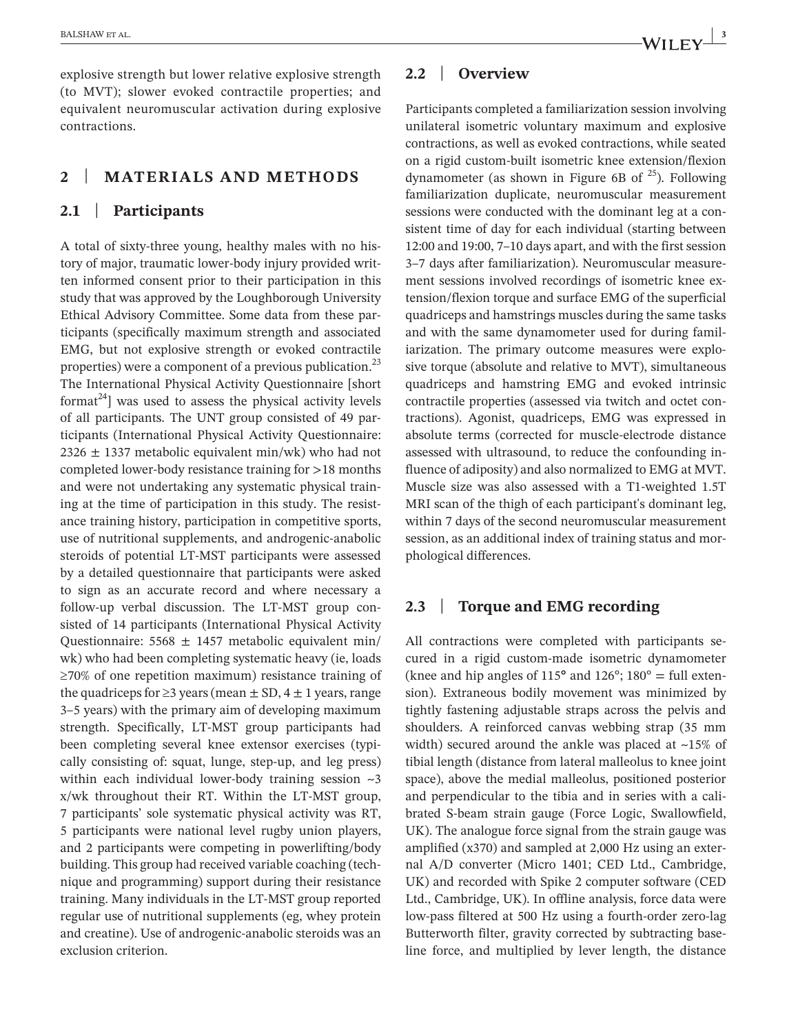explosive strength but lower relative explosive strength (to MVT); slower evoked contractile properties; and equivalent neuromuscular activation during explosive contractions.

## 2 | MATERIALS AND METHODS

### 2.1 | Participants

A total of sixty-three young, healthy males with no history of major, traumatic lower-body injury provided written informed consent prior to their participation in this study that was approved by the Loughborough University Ethical Advisory Committee. Some data from these participants (specifically maximum strength and associated EMG, but not explosive strength or evoked contractile properties) were a component of a previous publication.[23] The International Physical Activity Questionnaire [short format[24]] was used to assess the physical activity levels of all participants. The UNT group consisted of 49 participants (International Physical Activity Questionnaire: 2326 ± 1337 metabolic equivalent min/wk) who had not completed lower-body resistance training for >18 months and were not undertaking any systematic physical training at the time of participation in this study. The resistance training history, participation in competitive sports, use of nutritional supplements, and androgenic-anabolic steroids of potential LT-MST participants were assessed by a detailed questionnaire that participants were asked to sign as an accurate record and where necessary a follow-up verbal discussion. The LT-MST group consisted of 14 participants (International Physical Activity Questionnaire: 5568 ± 1457 metabolic equivalent min/wk) who had been completing systematic heavy (ie, loads ≥70% of one repetition maximum) resistance training of the quadriceps for ≥3 years (mean ± SD, 4 ± 1 years, range 3–5 years) with the primary aim of developing maximum strength. Specifically, LT-MST group participants had been completing several knee extensor exercises (typically consisting of: squat, lunge, step-up, and leg press) within each individual lower-body training session ~3 x/wk throughout their RT. Within the LT-MST group, 7 participants' sole systematic physical activity was RT, 5 participants were national level rugby union players, and 2 participants were competing in powerlifting/body building. This group had received variable coaching (technique and programming) support during their resistance training. Many individuals in the LT-MST group reported regular use of nutritional supplements (eg, whey protein and creatine). Use of androgenic-anabolic steroids was an exclusion criterion.

### 2.2 | Overview

Participants completed a familiarization session involving unilateral isometric voluntary maximum and explosive contractions, as well as evoked contractions, while seated on a rigid custom-built isometric knee extension/flexion dynamometer (as shown in Figure 6B of [25]). Following familiarization duplicate, neuromuscular measurement sessions were conducted with the dominant leg at a consistent time of day for each individual (starting between 12:00 and 19:00, 7–10 days apart, and with the first session 3–7 days after familiarization). Neuromuscular measurement sessions involved recordings of isometric knee extension/flexion torque and surface EMG of the superficial quadriceps and hamstrings muscles during the same tasks and with the same dynamometer used for during familiarization. The primary outcome measures were explosive torque (absolute and relative to MVT), simultaneous quadriceps and hamstring EMG and evoked intrinsic contractile properties (assessed via twitch and octet contractions). Agonist, quadriceps, EMG was expressed in absolute terms (corrected for muscle-electrode distance assessed with ultrasound, to reduce the confounding influence of adiposity) and also normalized to EMG at MVT. Muscle size was also assessed with a T1-weighted 1.5T MRI scan of the thigh of each participant's dominant leg, within 7 days of the second neuromuscular measurement session, as an additional index of training status and morphological differences.

### 2.3 | Torque and EMG recording

All contractions were completed with participants secured in a rigid custom-made isometric dynamometer (knee and hip angles of 115° and 126°; 180° = full extension). Extraneous bodily movement was minimized by tightly fastening adjustable straps across the pelvis and shoulders. A reinforced canvas webbing strap (35 mm width) secured around the ankle was placed at ~15% of tibial length (distance from lateral malleolus to knee joint space), above the medial malleolus, positioned posterior and perpendicular to the tibia and in series with a calibrated S-beam strain gauge (Force Logic, Swallowfield, UK). The analogue force signal from the strain gauge was amplified (x370) and sampled at 2,000 Hz using an external A/D converter (Micro 1401; CED Ltd., Cambridge, UK) and recorded with Spike 2 computer software (CED Ltd., Cambridge, UK). In offline analysis, force data were low-pass filtered at 500 Hz using a fourth-order zero-lag Butterworth filter, gravity corrected by subtracting baseline force, and multiplied by lever length, the distance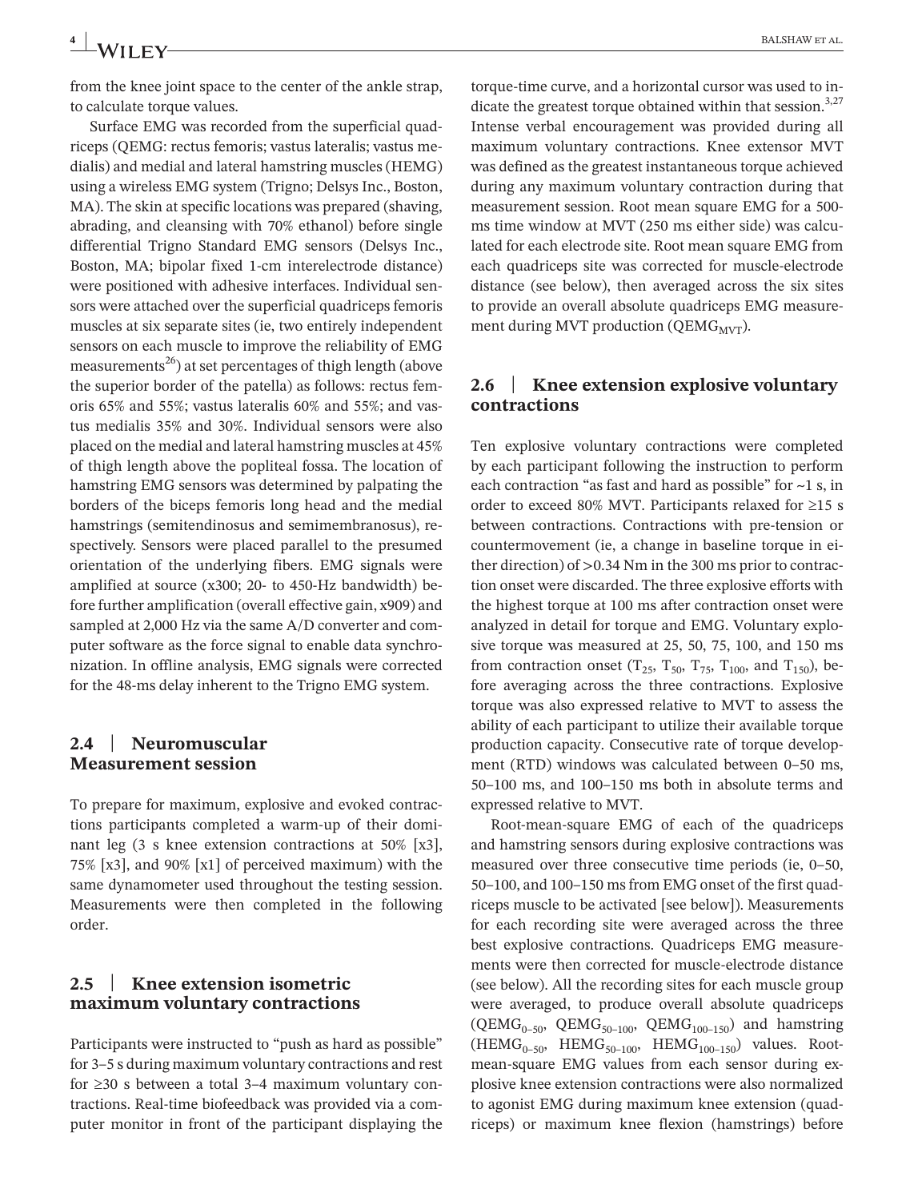from the knee joint space to the center of the ankle strap, to calculate torque values.

Surface EMG was recorded from the superficial quadriceps (QEMG: rectus femoris; vastus lateralis; vastus medialis) and medial and lateral hamstring muscles (HEMG) using a wireless EMG system (Trigno; Delsys Inc., Boston, MA). The skin at specific locations was prepared (shaving, abrading, and cleansing with 70% ethanol) before single differential Trigno Standard EMG sensors (Delsys Inc., Boston, MA; bipolar fixed 1-cm interelectrode distance) were positioned with adhesive interfaces. Individual sensors were attached over the superficial quadriceps femoris muscles at six separate sites (ie, two entirely independent sensors on each muscle to improve the reliability of EMG measurements[26]) at set percentages of thigh length (above the superior border of the patella) as follows: rectus femoris 65% and 55%; vastus lateralis 60% and 55%; and vastus medialis 35% and 30%. Individual sensors were also placed on the medial and lateral hamstring muscles at 45% of thigh length above the popliteal fossa. The location of hamstring EMG sensors was determined by palpating the borders of the biceps femoris long head and the medial hamstrings (semitendinosus and semimembranosus), respectively. Sensors were placed parallel to the presumed orientation of the underlying fibers. EMG signals were amplified at source (x300; 20- to 450-Hz bandwidth) before further amplification (overall effective gain, x909) and sampled at 2,000 Hz via the same A/D converter and computer software as the force signal to enable data synchronization. In offline analysis, EMG signals were corrected for the 48-ms delay inherent to the Trigno EMG system.

## 2.4 | Neuromuscular Measurement session

To prepare for maximum, explosive and evoked contractions participants completed a warm-up of their dominant leg (3 s knee extension contractions at 50% [x3], 75% [x3], and 90% [x1] of perceived maximum) with the same dynamometer used throughout the testing session. Measurements were then completed in the following order.

## 2.5 | Knee extension isometric maximum voluntary contractions

Participants were instructed to "push as hard as possible" for 3–5 s during maximum voluntary contractions and rest for ≥30 s between a total 3–4 maximum voluntary contractions. Real-time biofeedback was provided via a computer monitor in front of the participant displaying the torque-time curve, and a horizontal cursor was used to indicate the greatest torque obtained within that session.[3,27] Intense verbal encouragement was provided during all maximum voluntary contractions. Knee extensor MVT was defined as the greatest instantaneous torque achieved during any maximum voluntary contraction during that measurement session. Root mean square EMG for a 500-ms time window at MVT (250 ms either side) was calculated for each electrode site. Root mean square EMG from each quadriceps site was corrected for muscle-electrode distance (see below), then averaged across the six sites to provide an overall absolute quadriceps EMG measurement during MVT production ($QEMG_{MVT}$).

## 2.6 | Knee extension explosive voluntary contractions

Ten explosive voluntary contractions were completed by each participant following the instruction to perform each contraction "as fast and hard as possible" for ~1 s, in order to exceed 80% MVT. Participants relaxed for ≥15 s between contractions. Contractions with pre-tension or countermovement (ie, a change in baseline torque in either direction) of >0.34 Nm in the 300 ms prior to contraction onset were discarded. The three explosive efforts with the highest torque at 100 ms after contraction onset were analyzed in detail for torque and EMG. Voluntary explosive torque was measured at 25, 50, 75, 100, and 150 ms from contraction onset ($T_{25}$, $T_{50}$, $T_{75}$, $T_{100}$, and $T_{150}$), before averaging across the three contractions. Explosive torque was also expressed relative to MVT to assess the ability of each participant to utilize their available torque production capacity. Consecutive rate of torque development (RTD) windows was calculated between 0–50 ms, 50–100 ms, and 100–150 ms both in absolute terms and expressed relative to MVT.

Root-mean-square EMG of each of the quadriceps and hamstring sensors during explosive contractions was measured over three consecutive time periods (ie, 0–50, 50–100, and 100–150 ms from EMG onset of the first quadriceps muscle to be activated [see below]). Measurements for each recording site were averaged across the three best explosive contractions. Quadriceps EMG measurements were then corrected for muscle-electrode distance (see below). All the recording sites for each muscle group were averaged, to produce overall absolute quadriceps ($QEMG_{0-50}$, $QEMG_{50-100}$, $QEMG_{100-150}$) and hamstring ($HEMG_{0-50}$, $HEMG_{50-100}$, $HEMG_{100-150}$) values. Root-mean-square EMG values from each sensor during explosive knee extension contractions were also normalized to agonist EMG during maximum knee extension (quadriceps) or maximum knee flexion (hamstrings) before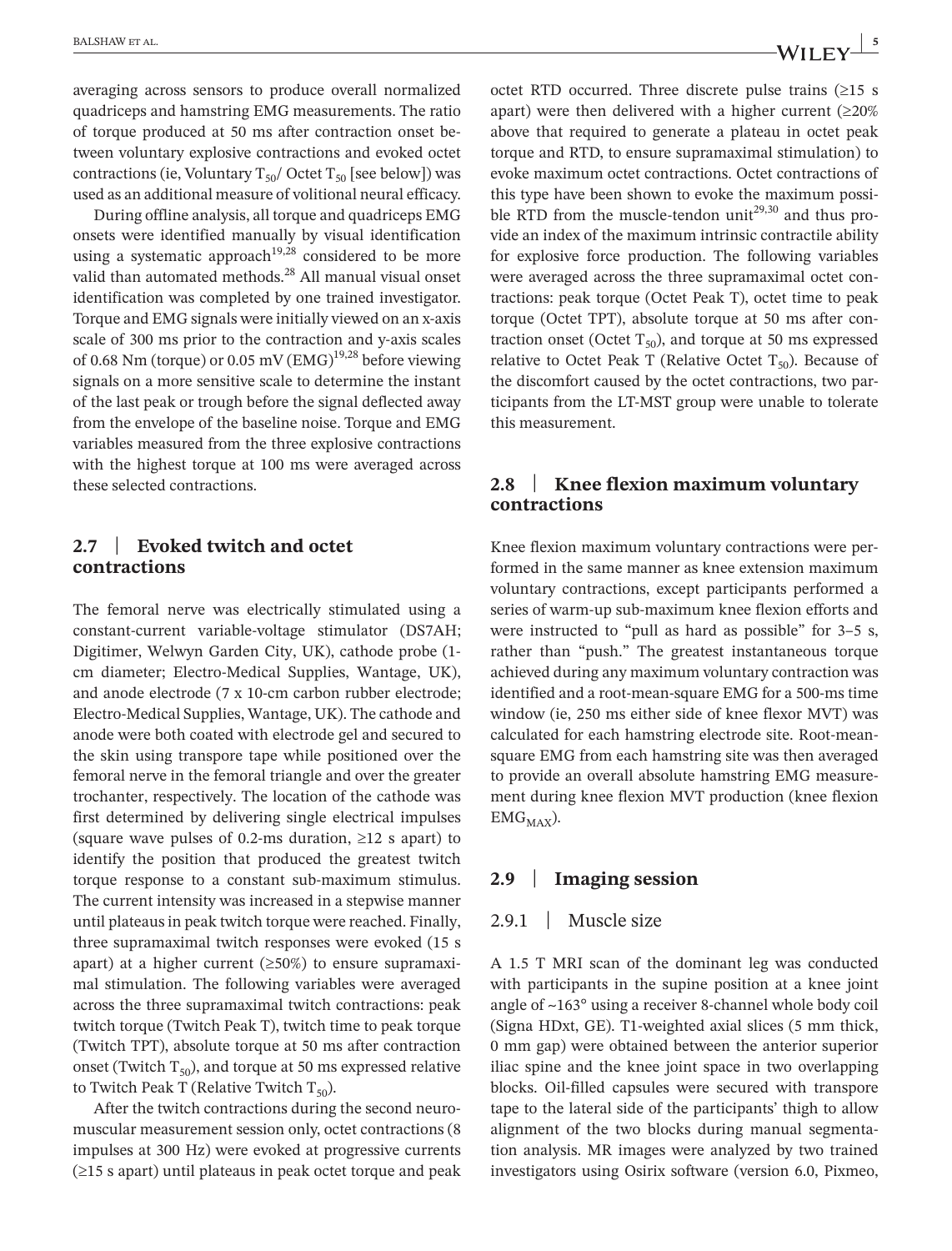averaging across sensors to produce overall normalized quadriceps and hamstring EMG measurements. The ratio of torque produced at 50 ms after contraction onset between voluntary explosive contractions and evoked octet contractions (ie, Voluntary $T_{50}$/ Octet $T_{50}$ [see below]) was used as an additional measure of volitional neural efficacy.

During offline analysis, all torque and quadriceps EMG onsets were identified manually by visual identification using a systematic approach[19,28] considered to be more valid than automated methods.[28] All manual visual onset identification was completed by one trained investigator. Torque and EMG signals were initially viewed on an x-axis scale of 300 ms prior to the contraction and y-axis scales of 0.68 Nm (torque) or 0.05 mV (EMG)[19,28] before viewing signals on a more sensitive scale to determine the instant of the last peak or trough before the signal deflected away from the envelope of the baseline noise. Torque and EMG variables measured from the three explosive contractions with the highest torque at 100 ms were averaged across these selected contractions.

## 2.7 | Evoked twitch and octet contractions

The femoral nerve was electrically stimulated using a constant-current variable-voltage stimulator (DS7AH; Digitimer, Welwyn Garden City, UK), cathode probe (1-cm diameter; Electro-Medical Supplies, Wantage, UK), and anode electrode (7 x 10-cm carbon rubber electrode; Electro-Medical Supplies, Wantage, UK). The cathode and anode were both coated with electrode gel and secured to the skin using transpore tape while positioned over the femoral nerve in the femoral triangle and over the greater trochanter, respectively. The location of the cathode was first determined by delivering single electrical impulses (square wave pulses of 0.2-ms duration, ≥12 s apart) to identify the position that produced the greatest twitch torque response to a constant sub-maximum stimulus. The current intensity was increased in a stepwise manner until plateaus in peak twitch torque were reached. Finally, three supramaximal twitch responses were evoked (15 s apart) at a higher current (≥50%) to ensure supramaximal stimulation. The following variables were averaged across the three supramaximal twitch contractions: peak twitch torque (Twitch Peak T), twitch time to peak torque (Twitch TPT), absolute torque at 50 ms after contraction onset (Twitch $T_{50}$), and torque at 50 ms expressed relative to Twitch Peak T (Relative Twitch $T_{50}$).

After the twitch contractions during the second neuromuscular measurement session only, octet contractions (8 impulses at 300 Hz) were evoked at progressive currents (≥15 s apart) until plateaus in peak octet torque and peak octet RTD occurred. Three discrete pulse trains (≥15 s apart) were then delivered with a higher current (≥20% above that required to generate a plateau in octet peak torque and RTD, to ensure supramaximal stimulation) to evoke maximum octet contractions. Octet contractions of this type have been shown to evoke the maximum possible RTD from the muscle-tendon unit[29,30] and thus provide an index of the maximum intrinsic contractile ability for explosive force production. The following variables were averaged across the three supramaximal octet contractions: peak torque (Octet Peak T), octet time to peak torque (Octet TPT), absolute torque at 50 ms after contraction onset (Octet $T_{50}$), and torque at 50 ms expressed relative to Octet Peak T (Relative Octet $T_{50}$). Because of the discomfort caused by the octet contractions, two participants from the LT-MST group were unable to tolerate this measurement.

## 2.8 | Knee flexion maximum voluntary contractions

Knee flexion maximum voluntary contractions were performed in the same manner as knee extension maximum voluntary contractions, except participants performed a series of warm-up sub-maximum knee flexion efforts and were instructed to "pull as hard as possible" for 3–5 s, rather than "push." The greatest instantaneous torque achieved during any maximum voluntary contraction was identified and a root-mean-square EMG for a 500-ms time window (ie, 250 ms either side of knee flexor MVT) was calculated for each hamstring electrode site. Root-mean-square EMG from each hamstring site was then averaged to provide an overall absolute hamstring EMG measurement during knee flexion MVT production (knee flexion $EMG_{MAX}$).

## 2.9 | Imaging session

### 2.9.1 | Muscle size

A 1.5 T MRI scan of the dominant leg was conducted with participants in the supine position at a knee joint angle of ~163° using a receiver 8-channel whole body coil (Signa HDxt, GE). T1-weighted axial slices (5 mm thick, 0 mm gap) were obtained between the anterior superior iliac spine and the knee joint space in two overlapping blocks. Oil-filled capsules were secured with transpore tape to the lateral side of the participants' thigh to allow alignment of the two blocks during manual segmentation analysis. MR images were analyzed by two trained investigators using Osirix software (version 6.0, Pixmeo,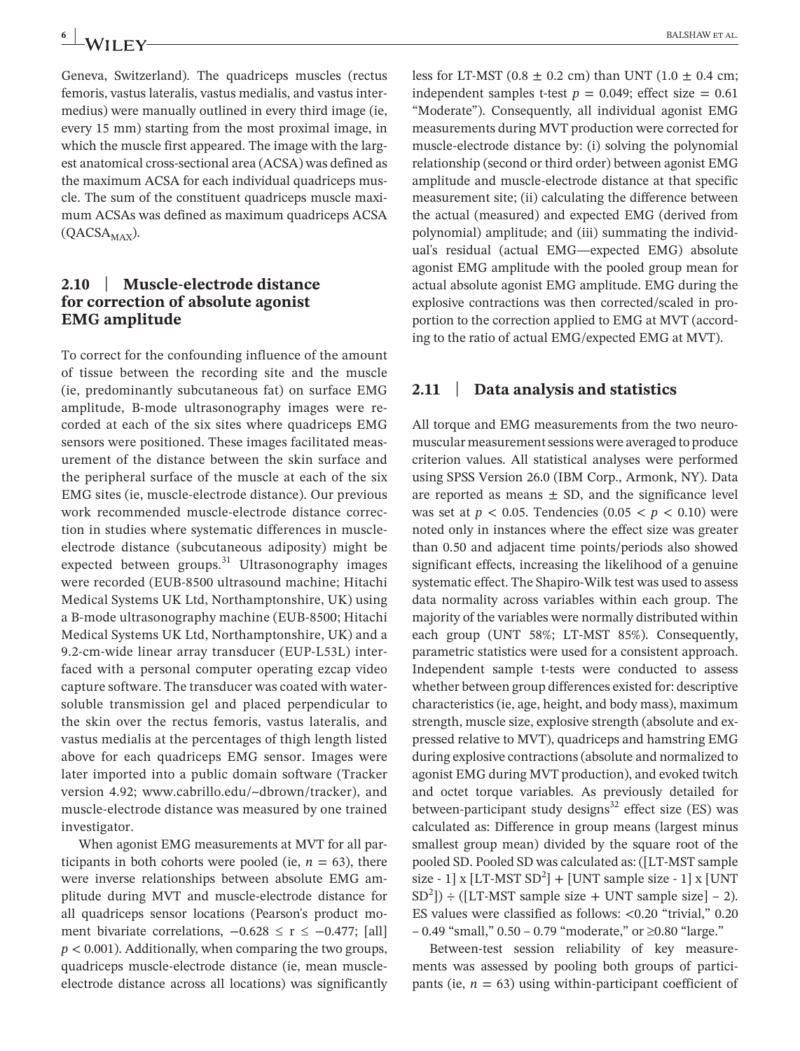Geneva, Switzerland). The quadriceps muscles (rectus femoris, vastus lateralis, vastus medialis, and vastus intermedius) were manually outlined in every third image (ie, every 15 mm) starting from the most proximal image, in which the muscle first appeared. The image with the largest anatomical cross-sectional area (ACSA) was defined as the maximum ACSA for each individual quadriceps muscle. The sum of the constituent quadriceps muscle maximum ACSAs was defined as maximum quadriceps ACSA ($QACSA_{MAX}$).

### 2.10 | Muscle-electrode distance for correction of absolute agonist EMG amplitude

To correct for the confounding influence of the amount of tissue between the recording site and the muscle (ie, predominantly subcutaneous fat) on surface EMG amplitude, B-mode ultrasonography images were recorded at each of the six sites where quadriceps EMG sensors were positioned. These images facilitated measurement of the distance between the skin surface and the peripheral surface of the muscle at each of the six EMG sites (ie, muscle-electrode distance). Our previous work recommended muscle-electrode distance correction in studies where systematic differences in muscle-electrode distance (subcutaneous adiposity) might be expected between groups.[31] Ultrasonography images were recorded (EUB-8500 ultrasound machine; Hitachi Medical Systems UK Ltd, Northamptonshire, UK) using a B-mode ultrasonography machine (EUB-8500; Hitachi Medical Systems UK Ltd, Northamptonshire, UK) and a 9.2-cm-wide linear array transducer (EUP-L53L) interfaced with a personal computer operating ezcap video capture software. The transducer was coated with water-soluble transmission gel and placed perpendicular to the skin over the rectus femoris, vastus lateralis, and vastus medialis at the percentages of thigh length listed above for each quadriceps EMG sensor. Images were later imported into a public domain software (Tracker version 4.92; www.cabrillo.edu/~dbrown/tracker), and muscle-electrode distance was measured by one trained investigator.

When agonist EMG measurements at MVT for all participants in both cohorts were pooled (ie, $n = 63$), there were inverse relationships between absolute EMG amplitude during MVT and muscle-electrode distance for all quadriceps sensor locations (Pearson's product moment bivariate correlations, $-0.628 \leq r \leq -0.477$; [all] $p < 0.001$). Additionally, when comparing the two groups, quadriceps muscle-electrode distance (ie, mean muscle-electrode distance across all locations) was significantly less for LT-MST ($0.8 \pm 0.2$ cm) than UNT ($1.0 \pm 0.4$ cm; independent samples t-test $p = 0.049$; effect size = 0.61 "Moderate"). Consequently, all individual agonist EMG measurements during MVT production were corrected for muscle-electrode distance by: (i) solving the polynomial relationship (second or third order) between agonist EMG amplitude and muscle-electrode distance at that specific measurement site; (ii) calculating the difference between the actual (measured) and expected EMG (derived from polynomial) amplitude; and (iii) summating the individual's residual (actual EMG—expected EMG) absolute agonist EMG amplitude with the pooled group mean for actual absolute agonist EMG amplitude. EMG during the explosive contractions was then corrected/scaled in proportion to the correction applied to EMG at MVT (according to the ratio of actual EMG/expected EMG at MVT).

### 2.11 | Data analysis and statistics

All torque and EMG measurements from the two neuromuscular measurement sessions were averaged to produce criterion values. All statistical analyses were performed using SPSS Version 26.0 (IBM Corp., Armonk, NY). Data are reported as means ± SD, and the significance level was set at $p < 0.05$. Tendencies ($0.05 < p < 0.10$) were noted only in instances where the effect size was greater than 0.50 and adjacent time points/periods also showed significant effects, increasing the likelihood of a genuine systematic effect. The Shapiro-Wilk test was used to assess data normality across variables within each group. The majority of the variables were normally distributed within each group (UNT 58%; LT-MST 85%). Consequently, parametric statistics were used for a consistent approach. Independent sample t-tests were conducted to assess whether between group differences existed for: descriptive characteristics (ie, age, height, and body mass), maximum strength, muscle size, explosive strength (absolute and expressed relative to MVT), quadriceps and hamstring EMG during explosive contractions (absolute and normalized to agonist EMG during MVT production), and evoked twitch and octet torque variables. As previously detailed for between-participant study designs[32] effect size (ES) was calculated as: Difference in group means (largest minus smallest group mean) divided by the square root of the pooled SD. Pooled SD was calculated as: ([LT-MST sample size - 1] x [LT-MST $SD^2$] + [UNT sample size - 1] x [UNT $SD^2$]) ÷ ([LT-MST sample size + UNT sample size] – 2). ES values were classified as follows: <0.20 "trivial," 0.20 – 0.49 "small," 0.50 – 0.79 "moderate," or ≥0.80 "large."

Between-test session reliability of key measurements was assessed by pooling both groups of participants (ie, $n = 63$) using within-participant coefficient of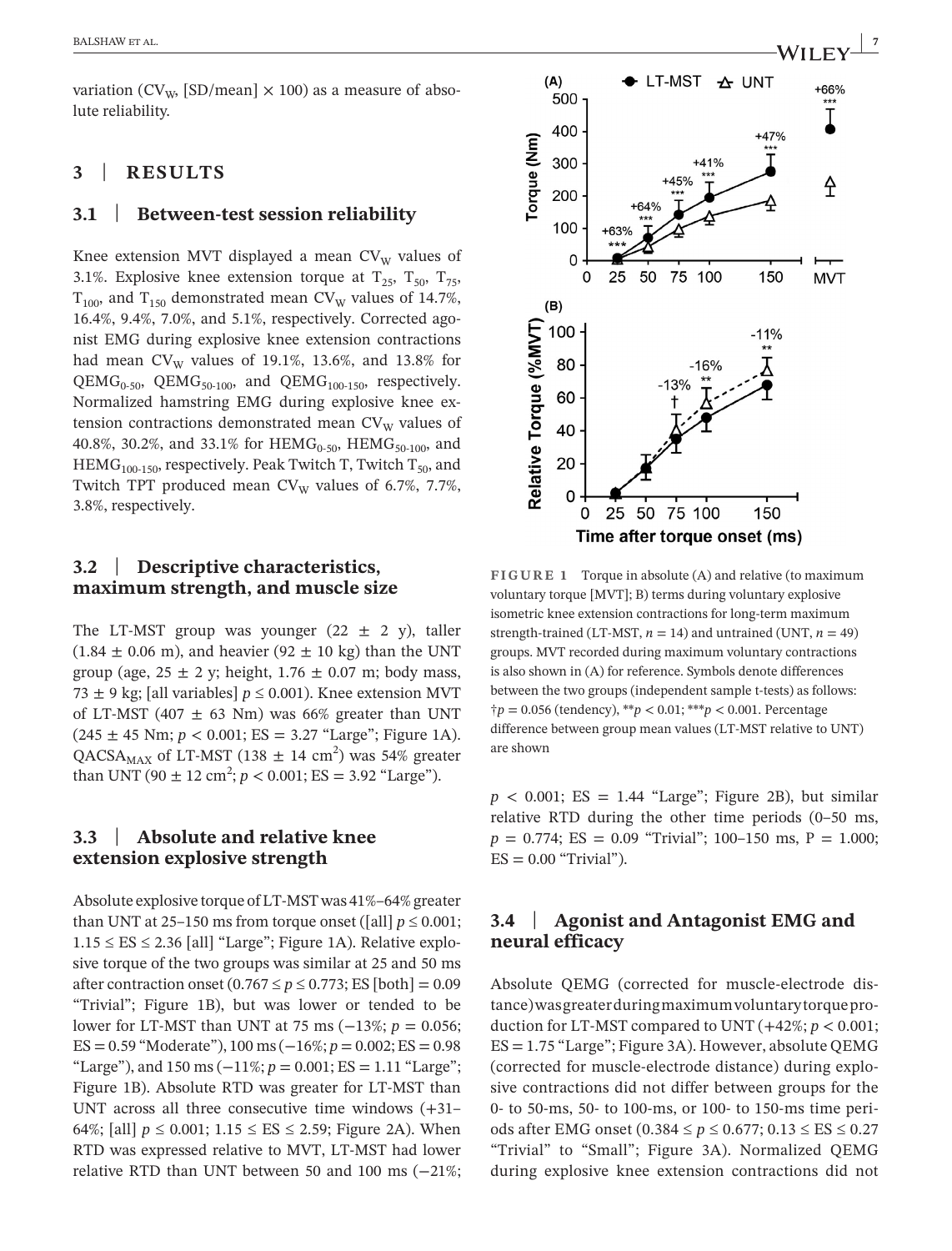variation ($CV_W$, [SD/mean] × 100) as a measure of absolute reliability.

## 3 | RESULTS

### 3.1 | Between-test session reliability

Knee extension MVT displayed a mean $CV_W$ values of 3.1%. Explosive knee extension torque at $T_{25}$, $T_{50}$, $T_{75}$, $T_{100}$, and $T_{150}$ demonstrated mean $CV_W$ values of 14.7%, 16.4%, 9.4%, 7.0%, and 5.1%, respectively. Corrected agonist EMG during explosive knee extension contractions had mean $CV_W$ values of 19.1%, 13.6%, and 13.8% for $QEMG_{0\text{-}50}$, $QEMG_{50\text{-}100}$, and $QEMG_{100\text{-}150}$, respectively. Normalized hamstring EMG during explosive knee extension contractions demonstrated mean $CV_W$ values of 40.8%, 30.2%, and 33.1% for $HEMG_{0\text{-}50}$, $HEMG_{50\text{-}100}$, and $HEMG_{100\text{-}150}$, respectively. Peak Twitch T, Twitch $T_{50}$, and Twitch TPT produced mean $CV_W$ values of 6.7%, 7.7%, 3.8%, respectively.

### 3.2 | Descriptive characteristics, maximum strength, and muscle size

The LT-MST group was younger (22 ± 2 y), taller (1.84 ± 0.06 m), and heavier (92 ± 10 kg) than the UNT group (age, 25 ± 2 y; height, 1.76 ± 0.07 m; body mass, 73 ± 9 kg; [all variables] $p \leq 0.001$). Knee extension MVT of LT-MST (407 ± 63 Nm) was 66% greater than UNT (245 ± 45 Nm; $p < 0.001$; ES = 3.27 "Large"; Figure 1A). $QACSA_{MAX}$ of LT-MST (138 ± 14 $cm^2$) was 54% greater than UNT (90 ± 12 $cm^2$; $p < 0.001$; ES = 3.92 "Large").

### 3.3 | Absolute and relative knee extension explosive strength

Absolute explosive torque of LT-MST was 41%–64% greater than UNT at 25–150 ms from torque onset ([all] $p \leq 0.001$; $1.15 \leq ES \leq 2.36$ [all] "Large"; Figure 1A). Relative explosive torque of the two groups was similar at 25 and 50 ms after contraction onset ($0.767 \leq p \leq 0.773$; ES [both] = 0.09 "Trivial"; Figure 1B), but was lower or tended to be lower for LT-MST than UNT at 75 ms (−13%; $p = 0.056$; ES = 0.59 "Moderate"), 100 ms (−16%; $p = 0.002$; ES = 0.98 "Large"), and 150 ms (−11%; $p = 0.001$; ES = 1.11 "Large"; Figure 1B). Absolute RTD was greater for LT-MST than UNT across all three consecutive time windows (+31–64%; [all] $p \leq 0.001$; $1.15 \leq ES \leq 2.59$; Figure 2A). When RTD was expressed relative to MVT, LT-MST had lower relative RTD than UNT between 50 and 100 ms (−21%; $p < 0.001$; ES = 1.44 "Large"; Figure 2B), but similar relative RTD during the other time periods (0–50 ms, $p = 0.774$; ES = 0.09 "Trivial"; 100–150 ms, P = 1.000; ES = 0.00 "Trivial").

(A) LT-MST UNT
Torque (Nm)
500
400
300
200
100
0
0 25 50 75 100 150 MVT
+63% *** +64% *** +45% *** +41% *** +47% *** +66% ***

(B)
Relative Torque (%MVT)
100
80
60
40
20
0
0 25 50 75 100 150
-13% † -16% ** -11% **
Time after torque onset (ms)

**FIGURE 1** Torque in absolute (A) and relative (to maximum voluntary torque [MVT]; B) terms during voluntary explosive isometric knee extension contractions for long-term maximum strength-trained (LT-MST, $n = 14$) and untrained (UNT, $n = 49$) groups. MVT recorded during maximum voluntary contractions is also shown in (A) for reference. Symbols denote differences between the two groups (independent sample t-tests) as follows: †$p = 0.056$ (tendency), **$p < 0.01$; ***$p < 0.001$. Percentage difference between group mean values (LT-MST relative to UNT) are shown

### 3.4 | Agonist and Antagonist EMG and neural efficacy

Absolute QEMG (corrected for muscle-electrode distance) was greater during maximum voluntary torque production for LT-MST compared to UNT (+42%; $p < 0.001$; ES = 1.75 "Large"; Figure 3A). However, absolute QEMG (corrected for muscle-electrode distance) during explosive contractions did not differ between groups for the 0- to 50-ms, 50- to 100-ms, or 100- to 150-ms time periods after EMG onset ($0.384 \leq p \leq 0.677$; $0.13 \leq ES \leq 0.27$ "Trivial" to "Small"; Figure 3A). Normalized QEMG during explosive knee extension contractions did not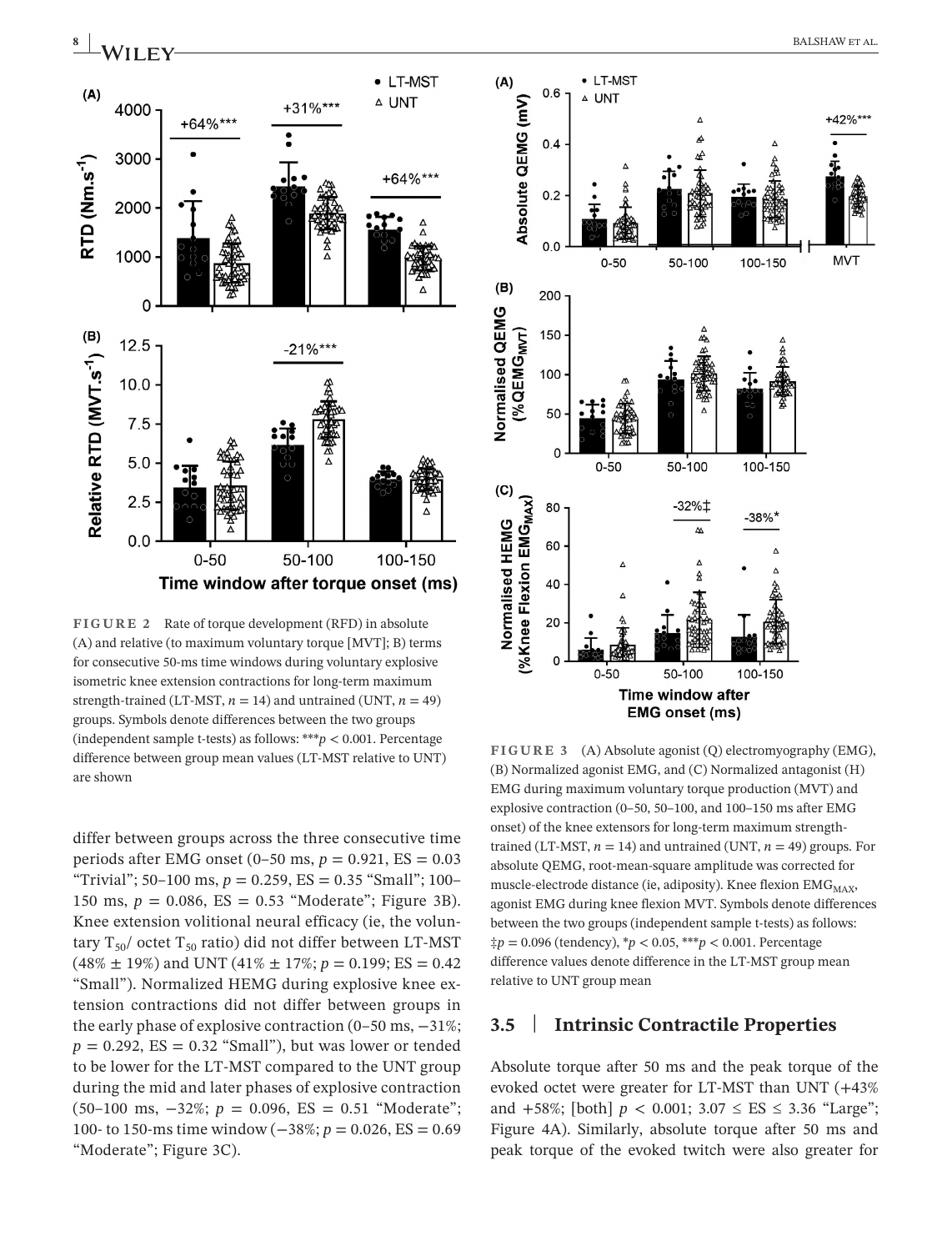(A)

• LT-MST
△ UNT

4000
3000
2000
1000
0

RTD ($Nm.s^{-1}$)

+64%***
+31%***
+64%***

(B)

12.5
10.0
7.5
5.0
2.5
0.0

Relative RTD ($MVT.s^{-1}$)

-21%***

0-50
50-100
100-150

Time window after torque onset (ms)

**FIGURE 2** Rate of torque development (RFD) in absolute (A) and relative (to maximum voluntary torque [MVT]; B) terms for consecutive 50-ms time windows during voluntary explosive isometric knee extension contractions for long-term maximum strength-trained (LT-MST, $n = 14$) and untrained (UNT, $n = 49$) groups. Symbols denote differences between the two groups (independent sample t-tests) as follows: ***$p < 0.001$. Percentage difference between group mean values (LT-MST relative to UNT) are shown

(A)

• LT-MST
△ UNT

Absolute QEMG (mV)

0.6
0.4
0.2
0.0

+42%***

0-50
50-100
100-150
MVT

(B)

Normalised QEMG ($\%QEMG_{MVT}$)

200
150
100
50
0

0-50
50-100
100-150

(C)

Normalised HEMG (%Knee Flexion $EMG_{MAX}$)

80
60
40
20
0

-32%‡
-38%*

0-50
50-100
100-150

Time window after EMG onset (ms)

**FIGURE 3** (A) Absolute agonist (Q) electromyography (EMG), (B) Normalized agonist EMG, and (C) Normalized antagonist (H) EMG during maximum voluntary torque production (MVT) and explosive contraction (0–50, 50–100, and 100–150 ms after EMG onset) of the knee extensors for long-term maximum strength-trained (LT-MST, $n = 14$) and untrained (UNT, $n = 49$) groups. For absolute QEMG, root-mean-square amplitude was corrected for muscle-electrode distance (ie, adiposity). Knee flexion $EMG_{MAX}$, agonist EMG during knee flexion MVT. Symbols denote differences between the two groups (independent sample t-tests) as follows: ‡$p = 0.096$ (tendency), *$p < 0.05$, ***$p < 0.001$. Percentage difference values denote difference in the LT-MST group mean relative to UNT group mean

differ between groups across the three consecutive time periods after EMG onset (0–50 ms, $p = 0.921$, ES = 0.03 "Trivial"; 50–100 ms, $p = 0.259$, ES = 0.35 "Small"; 100–150 ms, $p = 0.086$, ES = 0.53 "Moderate"; Figure 3B). Knee extension volitional neural efficacy (ie, the voluntary $T_{50}$/ octet $T_{50}$ ratio) did not differ between LT-MST (48% ± 19%) and UNT (41% ± 17%; $p = 0.199$; ES = 0.42 "Small"). Normalized HEMG during explosive knee extension contractions did not differ between groups in the early phase of explosive contraction (0–50 ms, −31%; $p = 0.292$, ES = 0.32 "Small"), but was lower or tended to be lower for the LT-MST compared to the UNT group during the mid and later phases of explosive contraction (50–100 ms, −32%; $p = 0.096$, ES = 0.51 "Moderate"; 100- to 150-ms time window (−38%; $p = 0.026$, ES = 0.69 "Moderate"; Figure 3C).

### 3.5 | Intrinsic Contractile Properties

Absolute torque after 50 ms and the peak torque of the evoked octet were greater for LT-MST than UNT (+43% and +58%; [both] $p < 0.001$; $3.07 \le$ ES $\le 3.36$ "Large"; Figure 4A). Similarly, absolute torque after 50 ms and peak torque of the evoked twitch were also greater for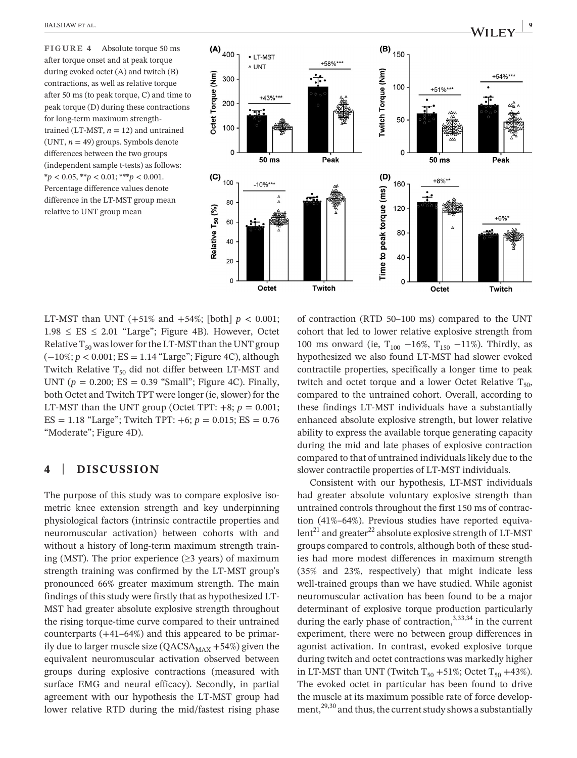**FIGURE 4** Absolute torque 50 ms after torque onset and at peak torque during evoked octet (A) and twitch (B) contractions, as well as relative torque after 50 ms (to peak torque, C) and time to peak torque (D) during these contractions for long-term maximum strength-trained (LT-MST, $n = 12$) and untrained (UNT, $n = 49$) groups. Symbols denote differences between the two groups (independent sample t-tests) as follows: $*p < 0.05$, $**p < 0.01$; $***p < 0.001$. Percentage difference values denote difference in the LT-MST group mean relative to UNT group mean

(A)
• LT-MST
△ UNT
Octet Torque (Nm)
400
300
200
100
0
+43%***
+58%***
50 ms
Peak

(B)
Twitch Torque (Nm)
150
100
50
0
+51%***
+54%***
50 ms
Peak

(C)
Relative $T_{50}$ (%)
100
80
60
40
20
0
-10%***
Octet
Twitch

(D)
Time to peak torque (ms)
160
120
80
40
0
+8%**
+6%*
Octet
Twitch

LT-MST than UNT (+51% and +54%; [both] $p < 0.001$; $1.98 \leq ES \leq 2.01$ "Large"; Figure 4B). However, Octet Relative $T_{50}$ was lower for the LT-MST than the UNT group (−10%; $p < 0.001$; ES = 1.14 "Large"; Figure 4C), although Twitch Relative $T_{50}$ did not differ between LT-MST and UNT ($p = 0.200$; ES = 0.39 "Small"; Figure 4C). Finally, both Octet and Twitch TPT were longer (ie, slower) for the LT-MST than the UNT group (Octet TPT: +8; $p = 0.001$; ES = 1.18 "Large"; Twitch TPT: +6; $p = 0.015$; ES = 0.76 "Moderate"; Figure 4D).

## 4 | DISCUSSION

The purpose of this study was to compare explosive isometric knee extension strength and key underpinning physiological factors (intrinsic contractile properties and neuromuscular activation) between cohorts with and without a history of long-term maximum strength training (MST). The prior experience (≥3 years) of maximum strength training was confirmed by the LT-MST group's pronounced 66% greater maximum strength. The main findings of this study were firstly that as hypothesized LT-MST had greater absolute explosive strength throughout the rising torque-time curve compared to their untrained counterparts (+41–64%) and this appeared to be primarily due to larger muscle size ($QACSA_{MAX}$ +54%) given the equivalent neuromuscular activation observed between groups during explosive contractions (measured with surface EMG and neural efficacy). Secondly, in partial agreement with our hypothesis the LT-MST group had lower relative RTD during the mid/fastest rising phase of contraction (RTD 50–100 ms) compared to the UNT cohort that led to lower relative explosive strength from 100 ms onward (ie, $T_{100}$ −16%, $T_{150}$ −11%). Thirdly, as hypothesized we also found LT-MST had slower evoked contractile properties, specifically a longer time to peak twitch and octet torque and a lower Octet Relative $T_{50}$, compared to the untrained cohort. Overall, according to these findings LT-MST individuals have a substantially enhanced absolute explosive strength, but lower relative ability to express the available torque generating capacity during the mid and late phases of explosive contraction compared to that of untrained individuals likely due to the slower contractile properties of LT-MST individuals.

Consistent with our hypothesis, LT-MST individuals had greater absolute voluntary explosive strength than untrained controls throughout the first 150 ms of contraction (41%–64%). Previous studies have reported equivalent[21] and greater[22] absolute explosive strength of LT-MST groups compared to controls, although both of these studies had more modest differences in maximum strength (35% and 23%, respectively) that might indicate less well-trained groups than we have studied. While agonist neuromuscular activation has been found to be a major determinant of explosive torque production particularly during the early phase of contraction,[3,33,34] in the current experiment, there were no between group differences in agonist activation. In contrast, evoked explosive torque during twitch and octet contractions was markedly higher in LT-MST than UNT (Twitch $T_{50}$ +51%; Octet $T_{50}$ +43%). The evoked octet in particular has been found to drive the muscle at its maximum possible rate of force development,[29,30] and thus, the current study shows a substantially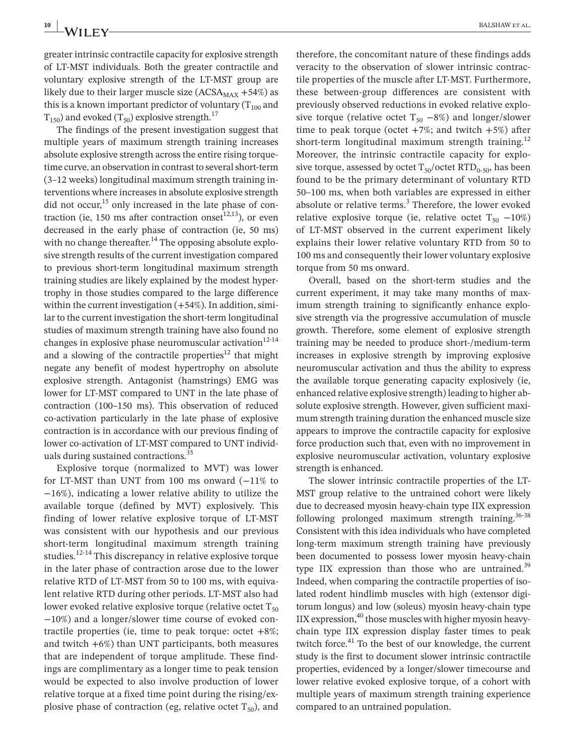greater intrinsic contractile capacity for explosive strength of LT-MST individuals. Both the greater contractile and voluntary explosive strength of the LT-MST group are likely due to their larger muscle size ($ACSA_{MAX}$ +54%) as this is a known important predictor of voluntary ($T_{100}$ and $T_{150}$) and evoked ($T_{50}$) explosive strength.[17]

The findings of the present investigation suggest that multiple years of maximum strength training increases absolute explosive strength across the entire rising torque-time curve, an observation in contrast to several short-term (3–12 weeks) longitudinal maximum strength training interventions where increases in absolute explosive strength did not occur,[15] only increased in the late phase of contraction (ie, 150 ms after contraction onset[12,13]), or even decreased in the early phase of contraction (ie, 50 ms) with no change thereafter.[14] The opposing absolute explosive strength results of the current investigation compared to previous short-term longitudinal maximum strength training studies are likely explained by the modest hypertrophy in those studies compared to the large difference within the current investigation (+54%). In addition, similar to the current investigation the short-term longitudinal studies of maximum strength training have also found no changes in explosive phase neuromuscular activation[12-14] and a slowing of the contractile properties[12] that might negate any benefit of modest hypertrophy on absolute explosive strength. Antagonist (hamstrings) EMG was lower for LT-MST compared to UNT in the late phase of contraction (100–150 ms). This observation of reduced co-activation particularly in the late phase of explosive contraction is in accordance with our previous finding of lower co-activation of LT-MST compared to UNT individuals during sustained contractions.[35]

Explosive torque (normalized to MVT) was lower for LT-MST than UNT from 100 ms onward (−11% to −16%), indicating a lower relative ability to utilize the available torque (defined by MVT) explosively. This finding of lower relative explosive torque of LT-MST was consistent with our hypothesis and our previous short-term longitudinal maximum strength training studies.[12-14] This discrepancy in relative explosive torque in the later phase of contraction arose due to the lower relative RTD of LT-MST from 50 to 100 ms, with equivalent relative RTD during other periods. LT-MST also had lower evoked relative explosive torque (relative octet $T_{50}$ −10%) and a longer/slower time course of evoked contractile properties (ie, time to peak torque: octet +8%; and twitch +6%) than UNT participants, both measures that are independent of torque amplitude. These findings are complimentary as a longer time to peak tension would be expected to also involve production of lower relative torque at a fixed time point during the rising/explosive phase of contraction (eg, relative octet $T_{50}$), and therefore, the concomitant nature of these findings adds veracity to the observation of slower intrinsic contractile properties of the muscle after LT-MST. Furthermore, these between-group differences are consistent with previously observed reductions in evoked relative explosive torque (relative octet $T_{50}$ −8%) and longer/slower time to peak torque (octet +7%; and twitch +5%) after short-term longitudinal maximum strength training.[12] Moreover, the intrinsic contractile capacity for explosive torque, assessed by octet $T_{50}$/octet $RTD_{0\text{-}50}$, has been found to be the primary determinant of voluntary RTD 50–100 ms, when both variables are expressed in either absolute or relative terms.[3] Therefore, the lower evoked relative explosive torque (ie, relative octet $T_{50}$ −10%) of LT-MST observed in the current experiment likely explains their lower relative voluntary RTD from 50 to 100 ms and consequently their lower voluntary explosive torque from 50 ms onward.

Overall, based on the short-term studies and the current experiment, it may take many months of maximum strength training to significantly enhance explosive strength via the progressive accumulation of muscle growth. Therefore, some element of explosive strength training may be needed to produce short-/medium-term increases in explosive strength by improving explosive neuromuscular activation and thus the ability to express the available torque generating capacity explosively (ie, enhanced relative explosive strength) leading to higher absolute explosive strength. However, given sufficient maximum strength training duration the enhanced muscle size appears to improve the contractile capacity for explosive force production such that, even with no improvement in explosive neuromuscular activation, voluntary explosive strength is enhanced.

The slower intrinsic contractile properties of the LT-MST group relative to the untrained cohort were likely due to decreased myosin heavy-chain type IIX expression following prolonged maximum strength training.[36-38] Consistent with this idea individuals who have completed long-term maximum strength training have previously been documented to possess lower myosin heavy-chain type IIX expression than those who are untrained.[39] Indeed, when comparing the contractile properties of isolated rodent hindlimb muscles with high (extensor digitorum longus) and low (soleus) myosin heavy-chain type IIX expression,[40] those muscles with higher myosin heavy-chain type IIX expression display faster times to peak twitch force.[41] To the best of our knowledge, the current study is the first to document slower intrinsic contractile properties, evidenced by a longer/slower timecourse and lower relative evoked explosive torque, of a cohort with multiple years of maximum strength training experience compared to an untrained population.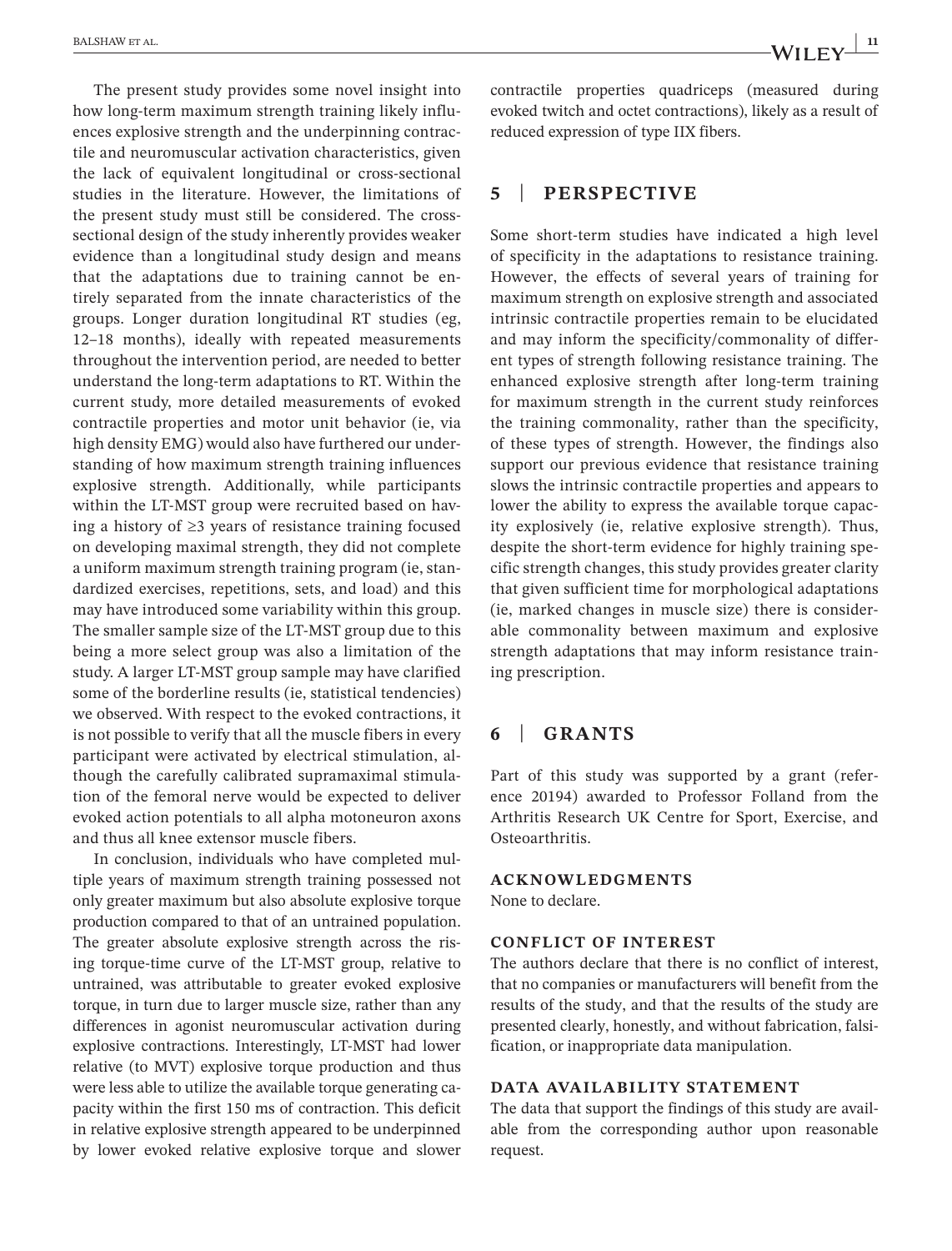The present study provides some novel insight into how long-term maximum strength training likely influences explosive strength and the underpinning contractile and neuromuscular activation characteristics, given the lack of equivalent longitudinal or cross-sectional studies in the literature. However, the limitations of the present study must still be considered. The cross-sectional design of the study inherently provides weaker evidence than a longitudinal study design and means that the adaptations due to training cannot be entirely separated from the innate characteristics of the groups. Longer duration longitudinal RT studies (eg, 12–18 months), ideally with repeated measurements throughout the intervention period, are needed to better understand the long-term adaptations to RT. Within the current study, more detailed measurements of evoked contractile properties and motor unit behavior (ie, via high density EMG) would also have furthered our understanding of how maximum strength training influences explosive strength. Additionally, while participants within the LT-MST group were recruited based on having a history of ≥3 years of resistance training focused on developing maximal strength, they did not complete a uniform maximum strength training program (ie, standardized exercises, repetitions, sets, and load) and this may have introduced some variability within this group. The smaller sample size of the LT-MST group due to this being a more select group was also a limitation of the study. A larger LT-MST group sample may have clarified some of the borderline results (ie, statistical tendencies) we observed. With respect to the evoked contractions, it is not possible to verify that all the muscle fibers in every participant were activated by electrical stimulation, although the carefully calibrated supramaximal stimulation of the femoral nerve would be expected to deliver evoked action potentials to all alpha motoneuron axons and thus all knee extensor muscle fibers.

In conclusion, individuals who have completed multiple years of maximum strength training possessed not only greater maximum but also absolute explosive torque production compared to that of an untrained population. The greater absolute explosive strength across the rising torque-time curve of the LT-MST group, relative to untrained, was attributable to greater evoked explosive torque, in turn due to larger muscle size, rather than any differences in agonist neuromuscular activation during explosive contractions. Interestingly, LT-MST had lower relative (to MVT) explosive torque production and thus were less able to utilize the available torque generating capacity within the first 150 ms of contraction. This deficit in relative explosive strength appeared to be underpinned by lower evoked relative explosive torque and slower contractile properties quadriceps (measured during evoked twitch and octet contractions), likely as a result of reduced expression of type IIX fibers.

## 5 | PERSPECTIVE

Some short-term studies have indicated a high level of specificity in the adaptations to resistance training. However, the effects of several years of training for maximum strength on explosive strength and associated intrinsic contractile properties remain to be elucidated and may inform the specificity/commonality of different types of strength following resistance training. The enhanced explosive strength after long-term training for maximum strength in the current study reinforces the training commonality, rather than the specificity, of these types of strength. However, the findings also support our previous evidence that resistance training slows the intrinsic contractile properties and appears to lower the ability to express the available torque capacity explosively (ie, relative explosive strength). Thus, despite the short-term evidence for highly training specific strength changes, this study provides greater clarity that given sufficient time for morphological adaptations (ie, marked changes in muscle size) there is considerable commonality between maximum and explosive strength adaptations that may inform resistance training prescription.

## 6 | GRANTS

Part of this study was supported by a grant (reference 20194) awarded to Professor Folland from the Arthritis Research UK Centre for Sport, Exercise, and Osteoarthritis.

### ACKNOWLEDGMENTS

None to declare.

### CONFLICT OF INTEREST

The authors declare that there is no conflict of interest, that no companies or manufacturers will benefit from the results of the study, and that the results of the study are presented clearly, honestly, and without fabrication, falsification, or inappropriate data manipulation.

### DATA AVAILABILITY STATEMENT

The data that support the findings of this study are available from the corresponding author upon reasonable request.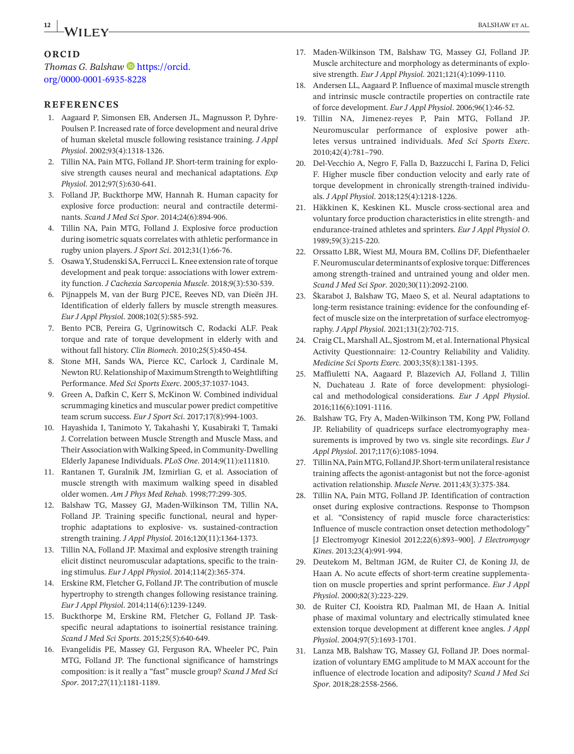## ORCID

*Thomas G. Balshaw* https://orcid.org/0000-0001-6935-8228

## REFERENCES

1. Aagaard P, Simonsen EB, Andersen JL, Magnusson P, Dyhre-Poulsen P. Increased rate of force development and neural drive of human skeletal muscle following resistance training. *J Appl Physiol*. 2002;93(4):1318-1326.
2. Tillin NA, Pain MTG, Folland JP. Short-term training for explosive strength causes neural and mechanical adaptations. *Exp Physiol*. 2012;97(5):630-641.
3. Folland JP, Buckthorpe MW, Hannah R. Human capacity for explosive force production: neural and contractile determinants. *Scand J Med Sci Spor*. 2014;24(6):894-906.
4. Tillin NA, Pain MTG, Folland JP. Explosive force production during isometric squats correlates with athletic performance in rugby union players. *J Sport Sci*. 2012;31(1):66-76.
5. Osawa Y, Studenski SA, Ferrucci L. Knee extension rate of torque development and peak torque: associations with lower extremity function. *J Cachexia Sarcopenia Muscle*. 2018;9(3):530-539.
6. Pijnappels M, van der Burg PJCE, Reeves ND, van Dieën JH. Identification of elderly fallers by muscle strength measures. *Eur J Appl Physiol*. 2008;102(5):585-592.
7. Bento PCB, Pereira G, Ugrinowitsch C, Rodacki ALF. Peak torque and rate of torque development in elderly with and without fall history. *Clin Biomech*. 2010;25(5):450-454.
8. Stone MH, Sands WA, Pierce KC, Carlock J, Cardinale M, Newton RU. Relationship of Maximum Strength to Weightlifting Performance. *Med Sci Sports Exerc*. 2005;37:1037-1043.
9. Green A, Dafkin C, Kerr S, McKinon W. Combined individual scrummaging kinetics and muscular power predict competitive team scrum success. *Eur J Sport Sci*. 2017;17(8):994-1003.
10. Hayashida I, Tanimoto Y, Takahashi Y, Kusabiraki T, Tamaki J. Correlation between Muscle Strength and Muscle Mass, and Their Association with Walking Speed, in Community-Dwelling Elderly Japanese Individuals. *PLoS One*. 2014;9(11):e111810.
11. Rantanen T, Guralnik JM, Izmirlian G, et al. Association of muscle strength with maximum walking speed in disabled older women. *Am J Phys Med Rehab*. 1998;77:299-305.
12. Balshaw TG, Massey GJ, Maden-Wilkinson TM, Tillin NA, Folland JP. Training specific functional, neural and hypertrophic adaptations to explosive- vs. sustained-contraction strength training. *J Appl Physiol*. 2016;120(11):1364-1373.
13. Tillin NA, Folland JP. Maximal and explosive strength training elicit distinct neuromuscular adaptations, specific to the training stimulus. *Eur J Appl Physiol*. 2014;114(2):365-374.
14. Erskine RM, Fletcher G, Folland JP. The contribution of muscle hypertrophy to strength changes following resistance training. *Eur J Appl Physiol*. 2014;114(6):1239-1249.
15. Buckthorpe M, Erskine RM, Fletcher G, Folland JP. Task-specific neural adaptations to isoinertial resistance training. *Scand J Med Sci Sports*. 2015;25(5):640-649.
16. Evangelidis PE, Massey GJ, Ferguson RA, Wheeler PC, Pain MTG, Folland JP. The functional significance of hamstrings composition: is it really a "fast" muscle group? *Scand J Med Sci Spor*. 2017;27(11):1181-1189.
17. Maden-Wilkinson TM, Balshaw TG, Massey GJ, Folland JP. Muscle architecture and morphology as determinants of explosive strength. *Eur J Appl Physiol*. 2021;121(4):1099-1110.
18. Andersen LL, Aagaard P. Influence of maximal muscle strength and intrinsic muscle contractile properties on contractile rate of force development. *Eur J Appl Physiol*. 2006;96(1):46-52.
19. Tillin NA, Jimenez-reyes P, Pain MTG, Folland JP. Neuromuscular performance of explosive power athletes versus untrained individuals. *Med Sci Sports Exerc*. 2010;42(4):781–790.
20. Del-Vecchio A, Negro F, Falla D, Bazzucchi I, Farina D, Felici F. Higher muscle fiber conduction velocity and early rate of torque development in chronically strength-trained individuals. *J Appl Physiol*. 2018;125(4):1218-1226.
21. Häkkinen K, Keskinen KL. Muscle cross-sectional area and voluntary force production characteristics in elite strength- and endurance-trained athletes and sprinters. *Eur J Appl Physiol O*. 1989;59(3):215-220.
22. Orssatto LBR, Wiest MJ, Moura BM, Collins DF, Diefenthaeler F. Neuromuscular determinants of explosive torque: Differences among strength-trained and untrained young and older men. *Scand J Med Sci Spor*. 2020;30(11):2092-2100.
23. Škarabot J, Balshaw TG, Maeo S, et al. Neural adaptations to long-term resistance training: evidence for the confounding effect of muscle size on the interpretation of surface electromyography. *J Appl Physiol*. 2021;131(2):702-715.
24. Craig CL, Marshall AL, Sjostrom M, et al. International Physical Activity Questionnaire: 12-Country Reliability and Validity. *Medicine Sci Sports Exerc*. 2003;35(8):1381-1395.
25. Maffiuletti NA, Aagaard P, Blazevich AJ, Folland J, Tillin N, Duchateau J. Rate of force development: physiological and methodological considerations. *Eur J Appl Physiol*. 2016;116(6):1091-1116.
26. Balshaw TG, Fry A, Maden-Wilkinson TM, Kong PW, Folland JP. Reliability of quadriceps surface electromyography measurements is improved by two vs. single site recordings. *Eur J Appl Physiol*. 2017;117(6):1085-1094.
27. Tillin NA, Pain MTG, Folland JP. Short-term unilateral resistance training affects the agonist-antagonist but not the force-agonist activation relationship. *Muscle Nerve*. 2011;43(3):375-384.
28. Tillin NA, Pain MTG, Folland JP. Identification of contraction onset during explosive contractions. Response to Thompson et al. "Consistency of rapid muscle force characteristics: Influence of muscle contraction onset detection methodology" [J Electromyogr Kinesiol 2012;22(6):893–900]. *J Electromyogr Kines*. 2013;23(4):991-994.
29. Deutekom M, Beltman JGM, de Ruiter CJ, de Koning JJ, de Haan A. No acute effects of short-term creatine supplementation on muscle properties and sprint performance. *Eur J Appl Physiol*. 2000;82(3):223-229.
30. de Ruiter CJ, Kooistra RD, Paalman MI, de Haan A. Initial phase of maximal voluntary and electrically stimulated knee extension torque development at different knee angles. *J Appl Physiol*. 2004;97(5):1693-1701.
31. Lanza MB, Balshaw TG, Massey GJ, Folland JP. Does normalization of voluntary EMG amplitude to M MAX account for the influence of electrode location and adiposity? *Scand J Med Sci Spor*. 2018;28:2558-2566.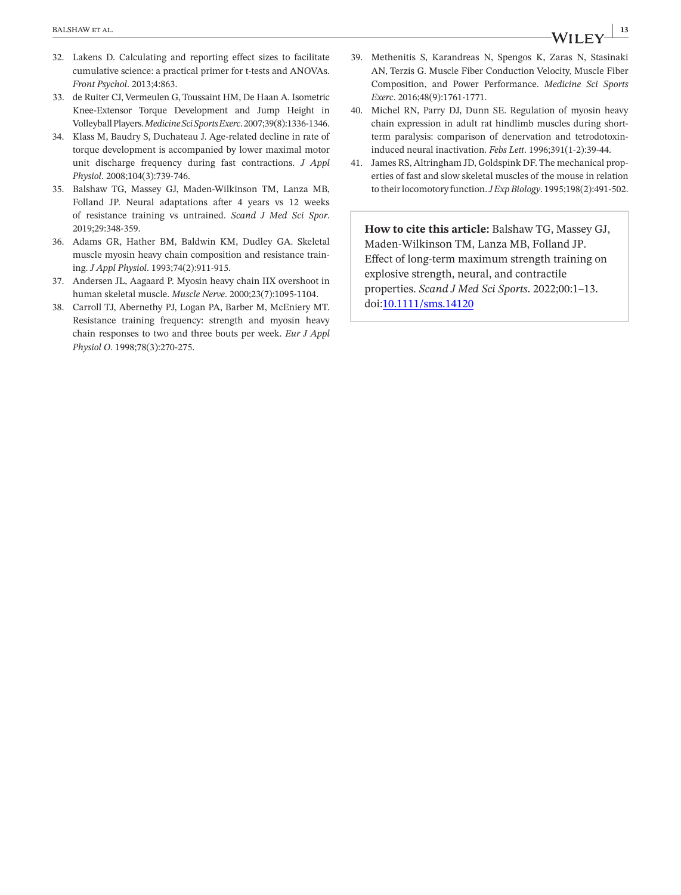32. Lakens D. Calculating and reporting effect sizes to facilitate cumulative science: a practical primer for t-tests and ANOVAs. *Front Psychol*. 2013;4:863.
33. de Ruiter CJ, Vermeulen G, Toussaint HM, De Haan A. Isometric Knee-Extensor Torque Development and Jump Height in Volleyball Players. *Medicine Sci Sports Exerc*. 2007;39(8):1336-1346.
34. Klass M, Baudry S, Duchateau J. Age-related decline in rate of torque development is accompanied by lower maximal motor unit discharge frequency during fast contractions. *J Appl Physiol*. 2008;104(3):739-746.
35. Balshaw TG, Massey GJ, Maden-Wilkinson TM, Lanza MB, Folland JP. Neural adaptations after 4 years vs 12 weeks of resistance training vs untrained. *Scand J Med Sci Spor*. 2019;29:348-359.
36. Adams GR, Hather BM, Baldwin KM, Dudley GA. Skeletal muscle myosin heavy chain composition and resistance training. *J Appl Physiol*. 1993;74(2):911-915.
37. Andersen JL, Aagaard P. Myosin heavy chain IIX overshoot in human skeletal muscle. *Muscle Nerve*. 2000;23(7):1095-1104.
38. Carroll TJ, Abernethy PJ, Logan PA, Barber M, McEniery MT. Resistance training frequency: strength and myosin heavy chain responses to two and three bouts per week. *Eur J Appl Physiol O*. 1998;78(3):270-275.
39. Methenitis S, Karandreas N, Spengos K, Zaras N, Stasinaki AN, Terzis G. Muscle Fiber Conduction Velocity, Muscle Fiber Composition, and Power Performance. *Medicine Sci Sports Exerc*. 2016;48(9):1761-1771.
40. Michel RN, Parry DJ, Dunn SE. Regulation of myosin heavy chain expression in adult rat hindlimb muscles during short-term paralysis: comparison of denervation and tetrodotoxin-induced neural inactivation. *Febs Lett*. 1996;391(1-2):39-44.
41. James RS, Altringham JD, Goldspink DF. The mechanical properties of fast and slow skeletal muscles of the mouse in relation to their locomotory function. *J Exp Biology*. 1995;198(2):491-502.

**How to cite this article:** Balshaw TG, Massey GJ, Maden-Wilkinson TM, Lanza MB, Folland JP. Effect of long-term maximum strength training on explosive strength, neural, and contractile properties. *Scand J Med Sci Sports*. 2022;00:1–13. doi:10.1111/sms.14120